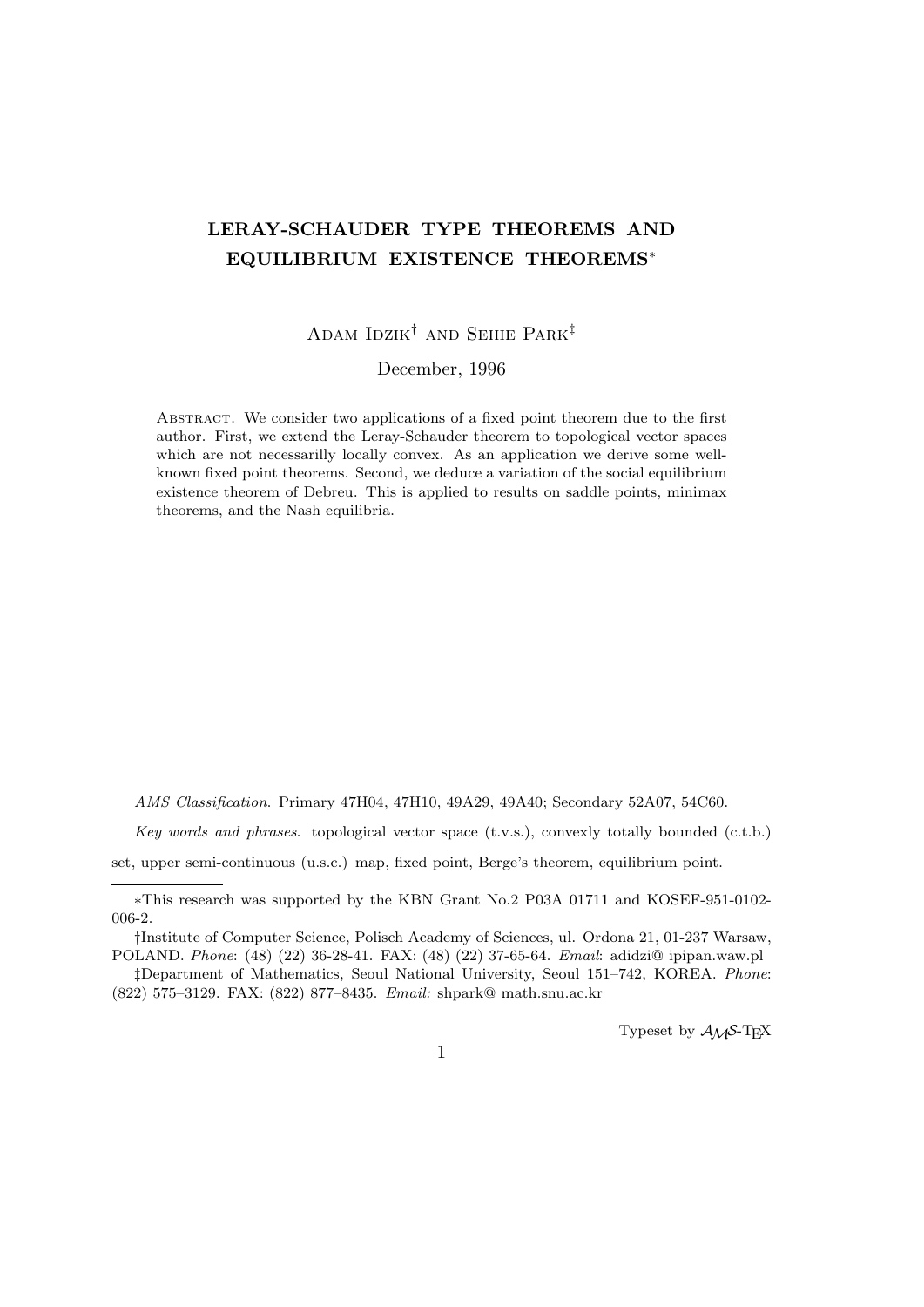# LERAY-SCHAUDER TYPE THEOREMS AND EQUILIBRIUM EXISTENCE THEOREMS*

Adam Idzik† and Sehie Park‡

December, 1996

Abstract. We consider two applications of a fixed point theorem due to the first author. First, we extend the Leray-Schauder theorem to topological vector spaces which are not necessarilly locally convex. As an application we derive some well-known fixed point theorems. Second, we deduce a variation of the social equilibrium existence theorem of Debreu. This is applied to results on saddle points, minimax theorems, and the Nash equilibria.

*AMS Classification*. Primary 47H04, 47H10, 49A29, 49A40; Secondary 52A07, 54C60.

*Key words and phrases*. topological vector space (t.v.s.), convexly totally bounded (c.t.b.) set, upper semi-continuous (u.s.c.) map, fixed point, Berge's theorem, equilibrium point.

---

*This research was supported by the KBN Grant No.2 P03A 01711 and KOSEF-951-0102-006-2.

†Institute of Computer Science, Polisch Academy of Sciences, ul. Ordona 21, 01-237 Warsaw, POLAND. *Phone*: (48) (22) 36-28-41. FAX: (48) (22) 37-65-64. *Email*: adidzi@ ipipan.waw.pl

‡Department of Mathematics, Seoul National University, Seoul 151–742, KOREA. *Phone*: (822) 575–3129. FAX: (822) 877–8435. *Email:* shpark@ math.snu.ac.kr

Typeset by $\mathcal{A}\mathcal{M}\mathcal{S}$-TEX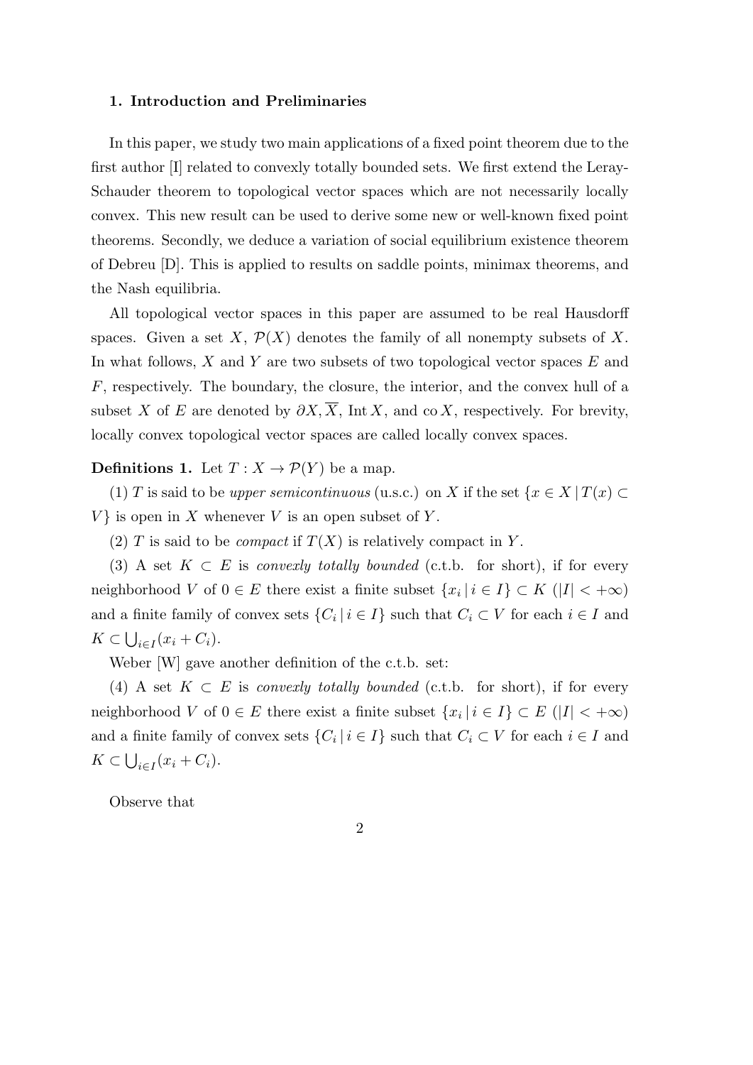## 1. Introduction and Preliminaries

In this paper, we study two main applications of a fixed point theorem due to the first author [I] related to convexly totally bounded sets. We first extend the Leray-Schauder theorem to topological vector spaces which are not necessarily locally convex. This new result can be used to derive some new or well-known fixed point theorems. Secondly, we deduce a variation of social equilibrium existence theorem of Debreu [D]. This is applied to results on saddle points, minimax theorems, and the Nash equilibria.

All topological vector spaces in this paper are assumed to be real Hausdorff spaces. Given a set $X$, $\mathcal{P}(X)$ denotes the family of all nonempty subsets of $X$. In what follows, $X$ and $Y$ are two subsets of two topological vector spaces $E$ and $F$, respectively. The boundary, the closure, the interior, and the convex hull of a subset $X$ of $E$ are denoted by $\partial X, \overline{X}$, $\operatorname{Int} X$, and $\operatorname{co} X$, respectively. For brevity, locally convex topological vector spaces are called locally convex spaces.

**Definitions 1.** Let $T : X \to \mathcal{P}(Y)$ be a map.

(1) $T$ is said to be *upper semicontinuous* (u.s.c.) on $X$ if the set $\{x \in X \mid T(x) \subset V\}$ is open in $X$ whenever $V$ is an open subset of $Y$.

(2) $T$ is said to be *compact* if $T(X)$ is relatively compact in $Y$.

(3) A set $K \subset E$ is *convexly totally bounded* (c.t.b. for short), if for every neighborhood $V$ of $0 \in E$ there exist a finite subset $\{x_i \mid i \in I\} \subset K$ $(|I| < +\infty)$ and a finite family of convex sets $\{C_i \mid i \in I\}$ such that $C_i \subset V$ for each $i \in I$ and $K \subset \bigcup_{i\in I}(x_i + C_i)$.

Weber [W] gave another definition of the c.t.b. set:

(4) A set $K \subset E$ is *convexly totally bounded* (c.t.b. for short), if for every neighborhood $V$ of $0 \in E$ there exist a finite subset $\{x_i \mid i \in I\} \subset E$ $(|I| < +\infty)$ and a finite family of convex sets $\{C_i \mid i \in I\}$ such that $C_i \subset V$ for each $i \in I$ and $K \subset \bigcup_{i\in I}(x_i + C_i)$.

Observe that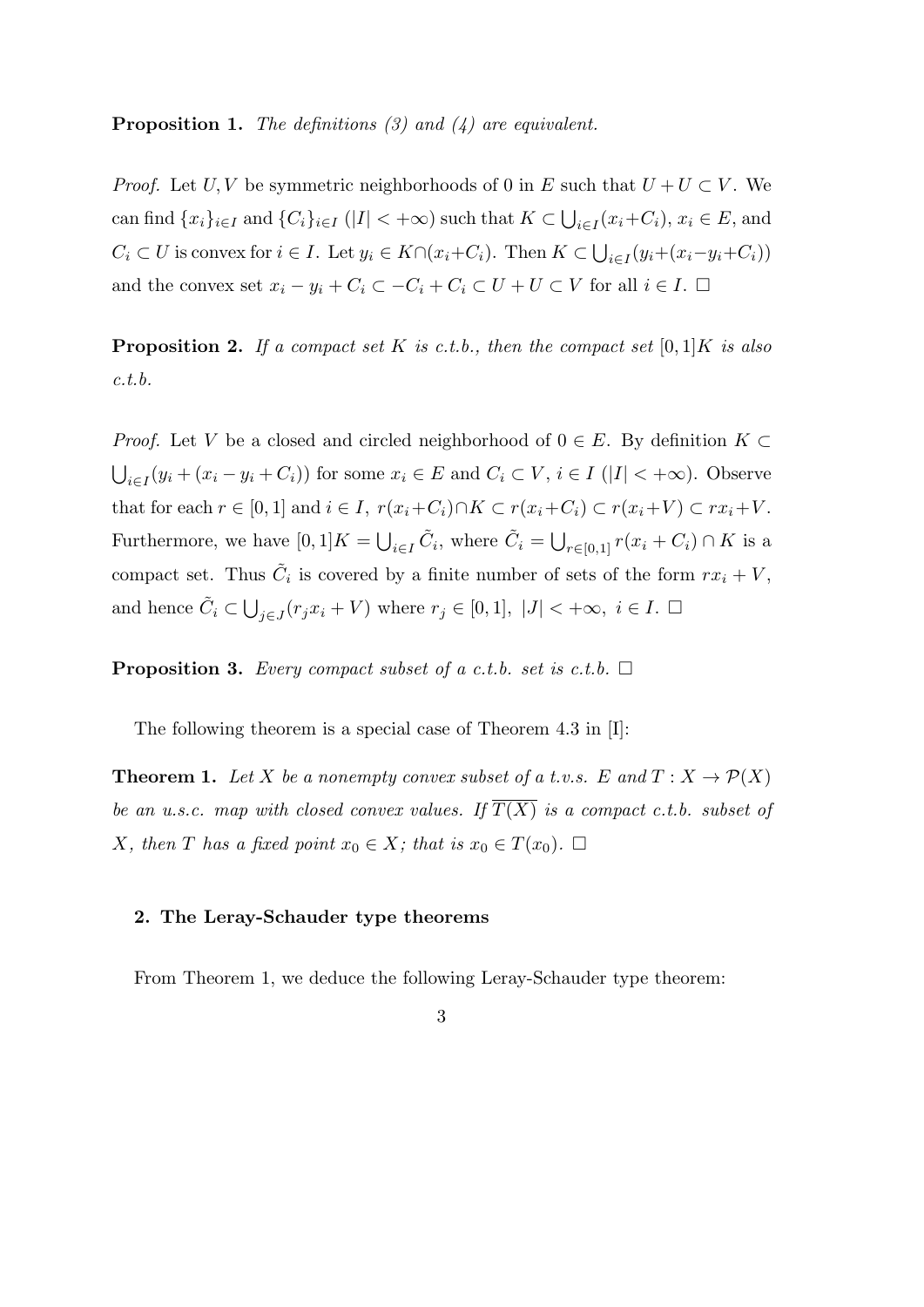**Proposition 1.** *The definitions (3) and (4) are equivalent.*

*Proof.* Let $U, V$ be symmetric neighborhoods of 0 in $E$ such that $U + U \subset V$. We can find $\{x_i\}_{i \in I}$ and $\{C_i\}_{i \in I}$ ($|I| < +\infty$) such that $K \subset \bigcup_{i \in I}(x_i + C_i)$, $x_i \in E$, and $C_i \subset U$ is convex for $i \in I$. Let $y_i \in K \cap (x_i + C_i)$. Then $K \subset \bigcup_{i \in I}(y_i + (x_i - y_i + C_i))$ and the convex set $x_i - y_i + C_i \subset -C_i + C_i \subset U + U \subset V$ for all $i \in I$. $\square$

**Proposition 2.** *If a compact set $K$ is c.t.b., then the compact set $[0,1]K$ is also c.t.b.*

*Proof.* Let $V$ be a closed and circled neighborhood of $0 \in E$. By definition $K \subset \bigcup_{i \in I}(y_i + (x_i - y_i + C_i))$ for some $x_i \in E$ and $C_i \subset V$, $i \in I$ ($|I| < +\infty$). Observe that for each $r \in [0,1]$ and $i \in I$, $r(x_i + C_i) \cap K \subset r(x_i + C_i) \subset r(x_i + V) \subset rx_i + V$. Furthermore, we have $[0,1]K = \bigcup_{i \in I} \tilde{C}_i$, where $\tilde{C}_i = \bigcup_{r \in [0,1]} r(x_i + C_i) \cap K$ is a compact set. Thus $\tilde{C}_i$ is covered by a finite number of sets of the form $rx_i + V$, and hence $\tilde{C}_i \subset \bigcup_{j \in J}(r_j x_i + V)$ where $r_j \in [0,1]$, $|J| < +\infty$, $i \in I$. $\square$

**Proposition 3.** *Every compact subset of a c.t.b. set is c.t.b.* $\square$

The following theorem is a special case of Theorem 4.3 in [I]:

**Theorem 1.** *Let $X$ be a nonempty convex subset of a t.v.s. $E$ and $T : X \to \mathcal{P}(X)$ be an u.s.c. map with closed convex values. If $\overline{T(X)}$ is a compact c.t.b. subset of $X$, then $T$ has a fixed point $x_0 \in X$; that is $x_0 \in T(x_0)$.* $\square$

## 2. The Leray-Schauder type theorems

From Theorem 1, we deduce the following Leray-Schauder type theorem: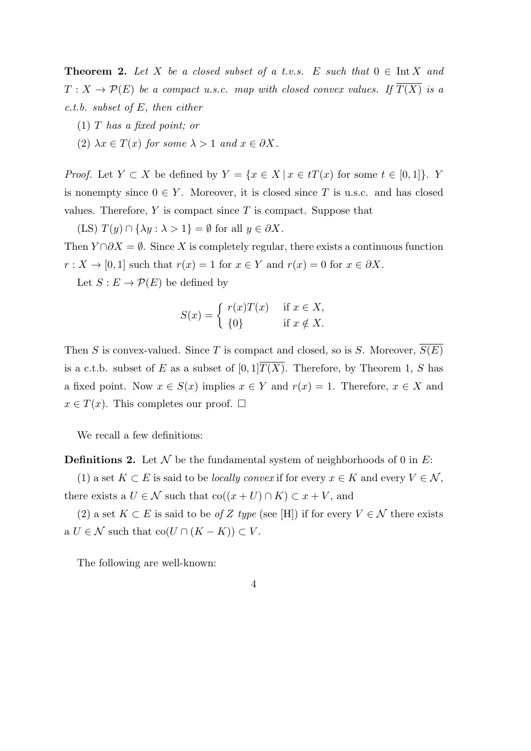**Theorem 2.** *Let $X$ be a closed subset of a t.v.s. $E$ such that $0 \in \operatorname{Int} X$ and $T : X \to \mathcal{P}(E)$ be a compact u.s.c. map with closed convex values. If $\overline{T(X)}$ is a c.t.b. subset of $E$, then either*

(1) *$T$ has a fixed point; or*

(2) *$\lambda x \in T(x)$ for some $\lambda > 1$ and $x \in \partial X$.*

*Proof.* Let $Y \subset X$ be defined by $Y = \{x \in X \mid x \in tT(x) \text{ for some } t \in [0, 1]\}$. $Y$ is nonempty since $0 \in Y$. Moreover, it is closed since $T$ is u.s.c. and has closed values. Therefore, $Y$ is compact since $T$ is compact. Suppose that

(LS) $T(y) \cap \{\lambda y : \lambda > 1\} = \emptyset$ for all $y \in \partial X$.

Then $Y \cap \partial X = \emptyset$. Since $X$ is completely regular, there exists a continuous function $r : X \to [0, 1]$ such that $r(x) = 1$ for $x \in Y$ and $r(x) = 0$ for $x \in \partial X$.

Let $S : E \to \mathcal{P}(E)$ be defined by

$$S(x) = \begin{cases} r(x)T(x) & \text{if } x \in X, \\ \{0\} & \text{if } x \notin X. \end{cases}$$

Then $S$ is convex-valued. Since $T$ is compact and closed, so is $S$. Moreover, $\overline{S(E)}$ is a c.t.b. subset of $E$ as a subset of $[0, 1]\overline{T(X)}$. Therefore, by Theorem 1, $S$ has a fixed point. Now $x \in S(x)$ implies $x \in Y$ and $r(x) = 1$. Therefore, $x \in X$ and $x \in T(x)$. This completes our proof. $\square$

We recall a few definitions:

**Definitions 2.** Let $\mathcal{N}$ be the fundamental system of neighborhoods of 0 in $E$:

(1) a set $K \subset E$ is said to be *locally convex* if for every $x \in K$ and every $V \in \mathcal{N}$, there exists a $U \in \mathcal{N}$ such that $\operatorname{co}((x + U) \cap K) \subset x + V$, and

(2) a set $K \subset E$ is said to be *of Z type* (see [H]) if for every $V \in \mathcal{N}$ there exists a $U \in \mathcal{N}$ such that $\operatorname{co}(U \cap (K - K)) \subset V$.

The following are well-known: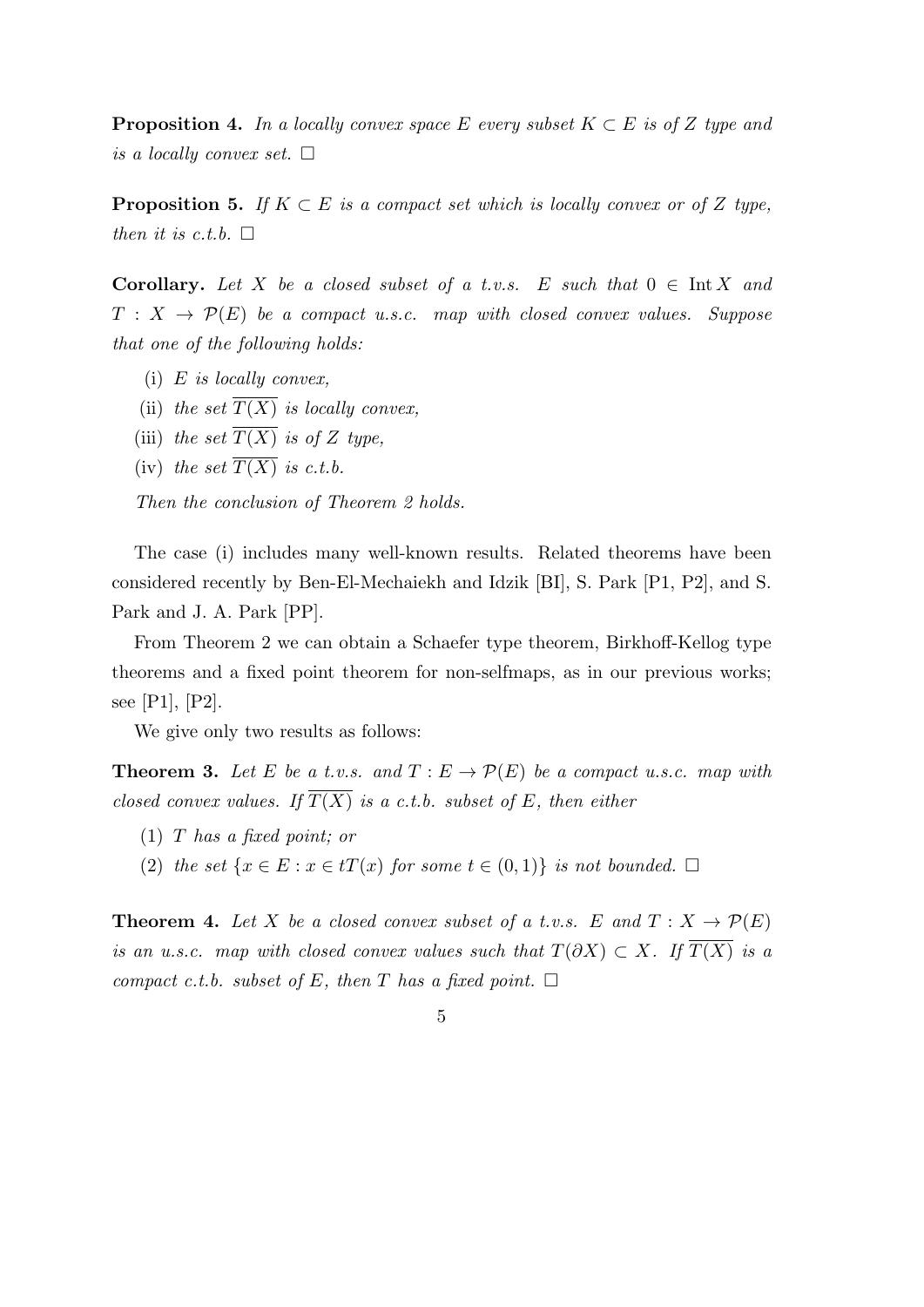**Proposition 4.** *In a locally convex space $E$ every subset $K \subset E$ is of $Z$ type and is a locally convex set.* $\square$

**Proposition 5.** *If $K \subset E$ is a compact set which is locally convex or of $Z$ type, then it is c.t.b.* $\square$

**Corollary.** *Let $X$ be a closed subset of a t.v.s. $E$ such that $0 \in \operatorname{Int} X$ and $T : X \to \mathcal{P}(E)$ be a compact u.s.c. map with closed convex values. Suppose that one of the following holds:*

(i) *$E$ is locally convex,*
(ii) *the set $\overline{T(X)}$ is locally convex,*
(iii) *the set $\overline{T(X)}$ is of $Z$ type,*
(iv) *the set $\overline{T(X)}$ is c.t.b.*

*Then the conclusion of Theorem 2 holds.*

The case (i) includes many well-known results. Related theorems have been considered recently by Ben-El-Mechaiekh and Idzik [BI], S. Park [P1, P2], and S. Park and J. A. Park [PP].

From Theorem 2 we can obtain a Schaefer type theorem, Birkhoff-Kellog type theorems and a fixed point theorem for non-selfmaps, as in our previous works; see [P1], [P2].

We give only two results as follows:

**Theorem 3.** *Let $E$ be a t.v.s. and $T : E \to \mathcal{P}(E)$ be a compact u.s.c. map with closed convex values. If $\overline{T(X)}$ is a c.t.b. subset of $E$, then either*

(1) *$T$ has a fixed point; or*
(2) *the set $\{x \in E : x \in tT(x) \text{ for some } t \in (0, 1)\}$ is not bounded.* $\square$

**Theorem 4.** *Let $X$ be a closed convex subset of a t.v.s. $E$ and $T : X \to \mathcal{P}(E)$ is an u.s.c. map with closed convex values such that $T(\partial X) \subset X$. If $\overline{T(X)}$ is a compact c.t.b. subset of $E$, then $T$ has a fixed point.* $\square$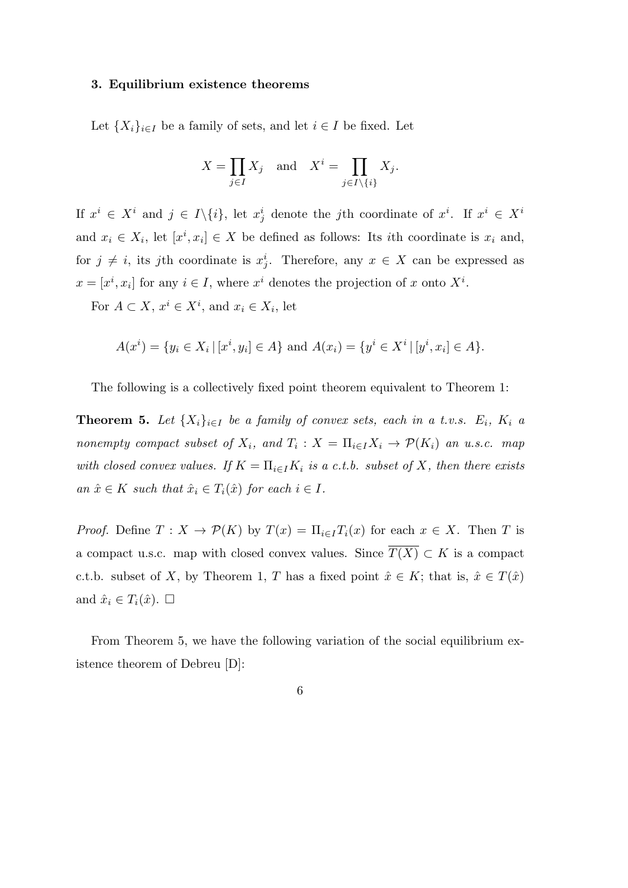### 3. Equilibrium existence theorems

Let $\{X_i\}_{i \in I}$ be a family of sets, and let $i \in I$ be fixed. Let

$$X = \prod_{j \in I} X_j \quad \text{and} \quad X^i = \prod_{j \in I \setminus \{i\}} X_j.$$

If $x^i \in X^i$ and $j \in I \setminus \{i\}$, let $x^i_j$ denote the $j$th coordinate of $x^i$. If $x^i \in X^i$ and $x_i \in X_i$, let $[x^i, x_i] \in X$ be defined as follows: Its $i$th coordinate is $x_i$ and, for $j \neq i$, its $j$th coordinate is $x^i_j$. Therefore, any $x \in X$ can be expressed as $x = [x^i, x_i]$ for any $i \in I$, where $x^i$ denotes the projection of $x$ onto $X^i$.

For $A \subset X$, $x^i \in X^i$, and $x_i \in X_i$, let

$$A(x^i) = \{y_i \in X_i \,|\, [x^i, y_i] \in A\} \text{ and } A(x_i) = \{y^i \in X^i \,|\, [y^i, x_i] \in A\}.$$

The following is a collectively fixed point theorem equivalent to Theorem 1:

**Theorem 5.** *Let $\{X_i\}_{i \in I}$ be a family of convex sets, each in a t.v.s. $E_i$, $K_i$ a nonempty compact subset of $X_i$, and $T_i : X = \Pi_{i \in I} X_i \to \mathcal{P}(K_i)$ an u.s.c. map with closed convex values. If $K = \Pi_{i \in I} K_i$ is a c.t.b. subset of $X$, then there exists an $\hat{x} \in K$ such that $\hat{x}_i \in T_i(\hat{x})$ for each $i \in I$.*

*Proof.* Define $T : X \to \mathcal{P}(K)$ by $T(x) = \Pi_{i \in I} T_i(x)$ for each $x \in X$. Then $T$ is a compact u.s.c. map with closed convex values. Since $\overline{T(X)} \subset K$ is a compact c.t.b. subset of $X$, by Theorem 1, $T$ has a fixed point $\hat{x} \in K$; that is, $\hat{x} \in T(\hat{x})$ and $\hat{x}_i \in T_i(\hat{x})$. □

From Theorem 5, we have the following variation of the social equilibrium existence theorem of Debreu [D]: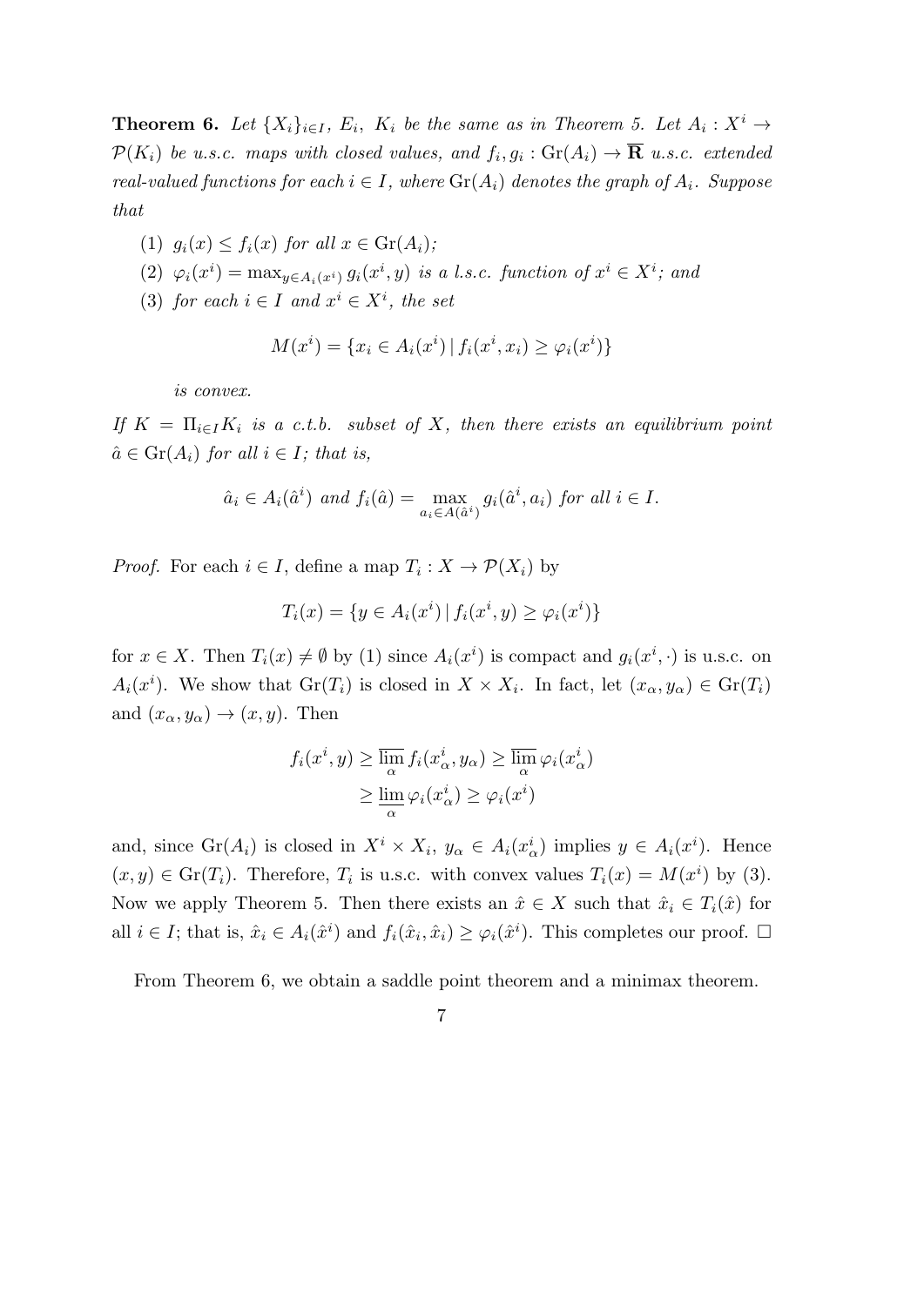**Theorem 6.** *Let $\{X_i\}_{i \in I}$, $E_i$, $K_i$ be the same as in Theorem 5. Let $A_i : X^i \to \mathcal{P}(K_i)$ be u.s.c. maps with closed values, and $f_i, g_i : \mathrm{Gr}(A_i) \to \overline{\mathbf{R}}$ u.s.c. extended real-valued functions for each $i \in I$, where $\mathrm{Gr}(A_i)$ denotes the graph of $A_i$. Suppose that*

(1) $g_i(x) \leq f_i(x)$ *for all* $x \in \mathrm{Gr}(A_i)$;

(2) $\varphi_i(x^i) = \max_{y \in A_i(x^i)} g_i(x^i, y)$ *is a l.s.c. function of* $x^i \in X^i$*; and*

(3) *for each* $i \in I$ *and* $x^i \in X^i$*, the set*

$$M(x^i) = \{x_i \in A_i(x^i) \mid f_i(x^i, x_i) \geq \varphi_i(x^i)\}$$

*is convex.*

*If $K = \Pi_{i \in I} K_i$ is a c.t.b. subset of $X$, then there exists an equilibrium point $\hat{a} \in \mathrm{Gr}(A_i)$ for all $i \in I$; that is,*

$$\hat{a}_i \in A_i(\hat{a}^i) \text{ and } f_i(\hat{a}) = \max_{a_i \in A(\hat{a}^i)} g_i(\hat{a}^i, a_i) \text{ for all } i \in I.$$

*Proof.* For each $i \in I$, define a map $T_i : X \to \mathcal{P}(X_i)$ by

$$T_i(x) = \{y \in A_i(x^i) \mid f_i(x^i, y) \geq \varphi_i(x^i)\}$$

for $x \in X$. Then $T_i(x) \neq \emptyset$ by (1) since $A_i(x^i)$ is compact and $g_i(x^i, \cdot)$ is u.s.c. on $A_i(x^i)$. We show that $\mathrm{Gr}(T_i)$ is closed in $X \times X_i$. In fact, let $(x_\alpha, y_\alpha) \in \mathrm{Gr}(T_i)$ and $(x_\alpha, y_\alpha) \to (x, y)$. Then

$$\begin{aligned} f_i(x^i, y) &\geq \overline{\lim_\alpha} f_i(x^i_\alpha, y_\alpha) \geq \overline{\lim_\alpha} \varphi_i(x^i_\alpha) \\ &\geq \underline{\lim_\alpha} \varphi_i(x^i_\alpha) \geq \varphi_i(x^i) \end{aligned}$$

and, since $\mathrm{Gr}(A_i)$ is closed in $X^i \times X_i$, $y_\alpha \in A_i(x^i_\alpha)$ implies $y \in A_i(x^i)$. Hence $(x, y) \in \mathrm{Gr}(T_i)$. Therefore, $T_i$ is u.s.c. with convex values $T_i(x) = M(x^i)$ by (3). Now we apply Theorem 5. Then there exists an $\hat{x} \in X$ such that $\hat{x}_i \in T_i(\hat{x})$ for all $i \in I$; that is, $\hat{x}_i \in A_i(\hat{x}^i)$ and $f_i(\hat{x}_i, \hat{x}_i) \geq \varphi_i(\hat{x}^i)$. This completes our proof. $\square$

From Theorem 6, we obtain a saddle point theorem and a minimax theorem.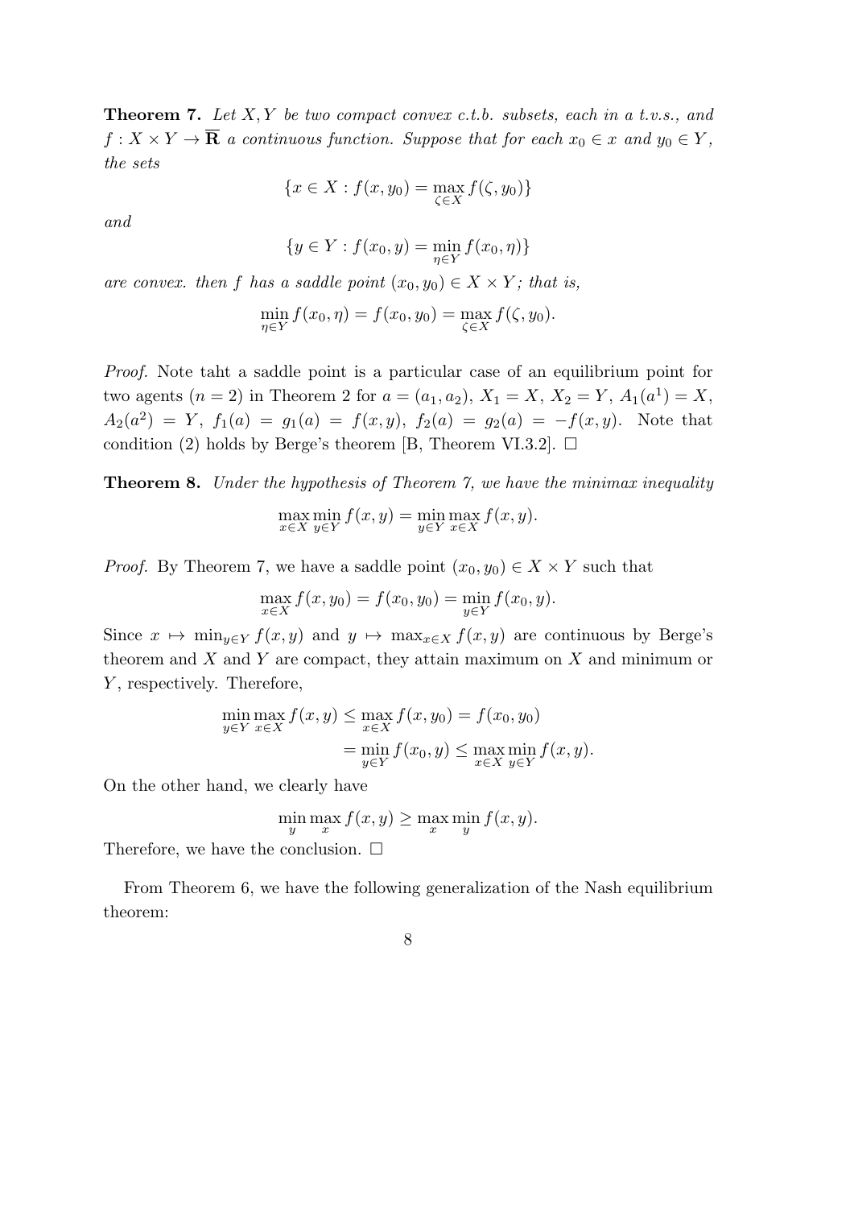**Theorem 7.** *Let $X, Y$ be two compact convex c.t.b. subsets, each in a t.v.s., and $f : X \times Y \to \overline{\mathbf{R}}$ a continuous function. Suppose that for each $x_0 \in x$ and $y_0 \in Y$, the sets*

$$\{x \in X : f(x, y_0) = \max_{\zeta \in X} f(\zeta, y_0)\}$$

*and*

$$\{y \in Y : f(x_0, y) = \min_{\eta \in Y} f(x_0, \eta)\}$$

*are convex. then $f$ has a saddle point $(x_0, y_0) \in X \times Y$; that is,*

$$\min_{\eta \in Y} f(x_0, \eta) = f(x_0, y_0) = \max_{\zeta \in X} f(\zeta, y_0).$$

*Proof.* Note taht a saddle point is a particular case of an equilibrium point for two agents ($n = 2$) in Theorem 2 for $a = (a_1, a_2)$, $X_1 = X$, $X_2 = Y$, $A_1(a^1) = X$, $A_2(a^2) = Y$, $f_1(a) = g_1(a) = f(x, y)$, $f_2(a) = g_2(a) = -f(x, y)$. Note that condition (2) holds by Berge's theorem [B, Theorem VI.3.2]. $\square$

**Theorem 8.** *Under the hypothesis of Theorem 7, we have the minimax inequality*

$$\max_{x \in X} \min_{y \in Y} f(x, y) = \min_{y \in Y} \max_{x \in X} f(x, y).$$

*Proof.* By Theorem 7, we have a saddle point $(x_0, y_0) \in X \times Y$ such that

$$\max_{x \in X} f(x, y_0) = f(x_0, y_0) = \min_{y \in Y} f(x_0, y).$$

Since $x \mapsto \min_{y \in Y} f(x, y)$ and $y \mapsto \max_{x \in X} f(x, y)$ are continuous by Berge's theorem and $X$ and $Y$ are compact, they attain maximum on $X$ and minimum or $Y$, respectively. Therefore,

$$\begin{aligned}
\min_{y \in Y} \max_{x \in X} f(x, y) &\leq \max_{x \in X} f(x, y_0) = f(x_0, y_0) \\
&= \min_{y \in Y} f(x_0, y) \leq \max_{x \in X} \min_{y \in Y} f(x, y).
\end{aligned}$$

On the other hand, we clearly have

$$\min_{y} \max_{x} f(x, y) \geq \max_{x} \min_{y} f(x, y).$$

Therefore, we have the conclusion. $\square$

From Theorem 6, we have the following generalization of the Nash equilibrium theorem: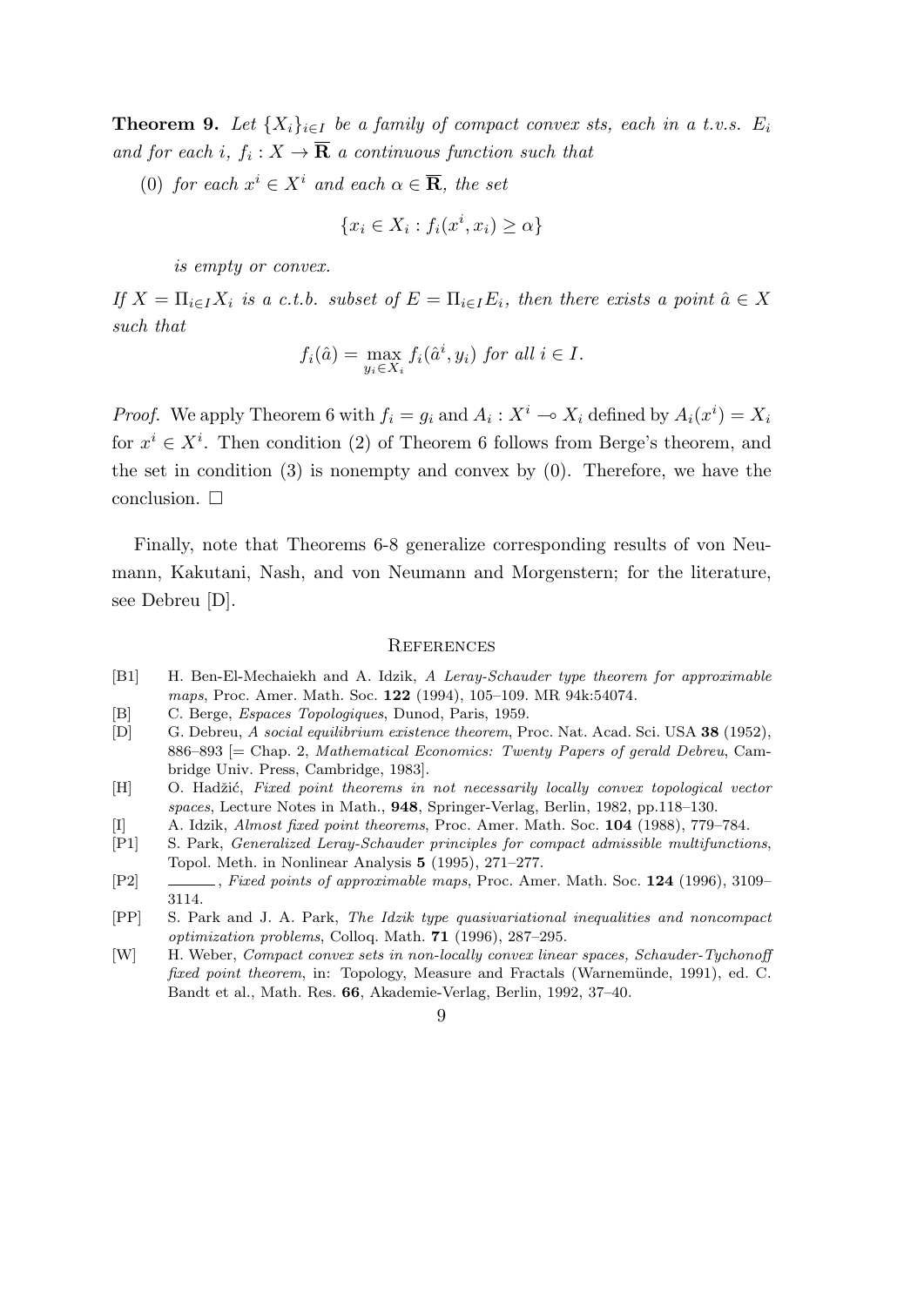**Theorem 9.** *Let $\{X_i\}_{i\in I}$ be a family of compact convex sts, each in a t.v.s. $E_i$ and for each $i$, $f_i : X \to \overline{\mathbf{R}}$ a continuous function such that*

(0) *for each $x^i \in X^i$ and each $\alpha \in \overline{\mathbf{R}}$, the set*

$$\{x_i \in X_i : f_i(x^i, x_i) \geq \alpha\}$$

*is empty or convex.*

*If $X = \Pi_{i\in I} X_i$ is a c.t.b. subset of $E = \Pi_{i\in I} E_i$, then there exists a point $\hat{a} \in X$ such that*

$$f_i(\hat{a}) = \max_{y_i \in X_i} f_i(\hat{a}^i, y_i) \text{ for all } i \in I.$$

*Proof.* We apply Theorem 6 with $f_i = g_i$ and $A_i : X^i \multimap X_i$ defined by $A_i(x^i) = X_i$ for $x^i \in X^i$. Then condition (2) of Theorem 6 follows from Berge's theorem, and the set in condition (3) is nonempty and convex by (0). Therefore, we have the conclusion. □

Finally, note that Theorems 6-8 generalize corresponding results of von Neumann, Kakutani, Nash, and von Neumann and Morgenstern; for the literature, see Debreu [D].

## References

[B1] H. Ben-El-Mechaiekh and A. Idzik, *A Leray-Schauder type theorem for approximable maps*, Proc. Amer. Math. Soc. **122** (1994), 105–109. MR 94k:54074.

[B] C. Berge, *Espaces Topologiques*, Dunod, Paris, 1959.

[D] G. Debreu, *A social equilibrium existence theorem*, Proc. Nat. Acad. Sci. USA **38** (1952), 886–893 [= Chap. 2, *Mathematical Economics: Twenty Papers of gerald Debreu*, Cambridge Univ. Press, Cambridge, 1983].

[H] O. Hadžić, *Fixed point theorems in not necessarily locally convex topological vector spaces*, Lecture Notes in Math., **948**, Springer-Verlag, Berlin, 1982, pp.118–130.

[I] A. Idzik, *Almost fixed point theorems*, Proc. Amer. Math. Soc. **104** (1988), 779–784.

[P1] S. Park, *Generalized Leray-Schauder principles for compact admissible multifunctions*, Topol. Meth. in Nonlinear Analysis **5** (1995), 271–277.

[P2] ———, *Fixed points of approximable maps*, Proc. Amer. Math. Soc. **124** (1996), 3109–3114.

[PP] S. Park and J. A. Park, *The Idzik type quasivariational inequalities and noncompact optimization problems*, Colloq. Math. **71** (1996), 287–295.

[W] H. Weber, *Compact convex sets in non-locally convex linear spaces, Schauder-Tychonoff fixed point theorem*, in: Topology, Measure and Fractals (Warnemünde, 1991), ed. C. Bandt et al., Math. Res. **66**, Akademie-Verlag, Berlin, 1992, 37–40.